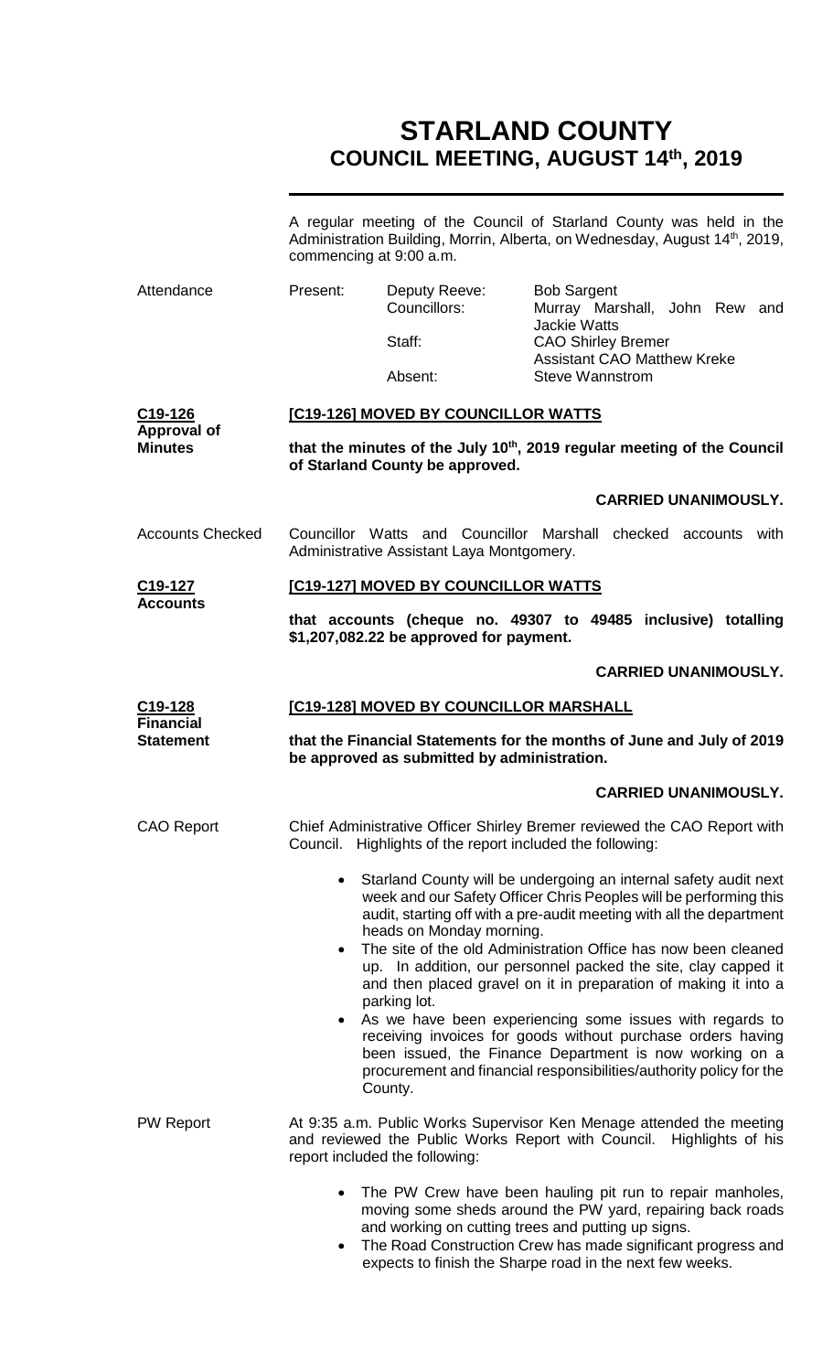# STARLAND COUNTY
## COUNCIL MEETING, AUGUST 14th, 2019

A regular meeting of the Council of Starland County was held in the Administration Building, Morrin, Alberta, on Wednesday, August 14th, 2019, commencing at 9:00 a.m.

**Attendance**

| | | |
|---|---|---|
| Present: | Deputy Reeve: | Bob Sargent |
| | Councillors: | Murray Marshall, John Rew and Jackie Watts |
| | Staff: | CAO Shirley Bremer |
| | | Assistant CAO Matthew Kreke |
| | Absent: | Steve Wannstrom |

**C19-126 Approval of Minutes**

**[C19-126] MOVED BY COUNCILLOR WATTS**

**that the minutes of the July 10th, 2019 regular meeting of the Council of Starland County be approved.**

**CARRIED UNANIMOUSLY.**

**Accounts Checked**

Councillor Watts and Councillor Marshall checked accounts with Administrative Assistant Laya Montgomery.

**C19-127 Accounts**

**[C19-127] MOVED BY COUNCILLOR WATTS**

**that accounts (cheque no. 49307 to 49485 inclusive) totalling $1,207,082.22 be approved for payment.**

**CARRIED UNANIMOUSLY.**

**C19-128 Financial Statement**

**[C19-128] MOVED BY COUNCILLOR MARSHALL**

**that the Financial Statements for the months of June and July of 2019 be approved as submitted by administration.**

**CARRIED UNANIMOUSLY.**

**CAO Report**

Chief Administrative Officer Shirley Bremer reviewed the CAO Report with Council. Highlights of the report included the following:

- Starland County will be undergoing an internal safety audit next week and our Safety Officer Chris Peoples will be performing this audit, starting off with a pre-audit meeting with all the department heads on Monday morning.
- The site of the old Administration Office has now been cleaned up. In addition, our personnel packed the site, clay capped it and then placed gravel on it in preparation of making it into a parking lot.
- As we have been experiencing some issues with regards to receiving invoices for goods without purchase orders having been issued, the Finance Department is now working on a procurement and financial responsibilities/authority policy for the County.

**PW Report**

At 9:35 a.m. Public Works Supervisor Ken Menage attended the meeting and reviewed the Public Works Report with Council. Highlights of his report included the following:

- The PW Crew have been hauling pit run to repair manholes, moving some sheds around the PW yard, repairing back roads and working on cutting trees and putting up signs.
- The Road Construction Crew has made significant progress and expects to finish the Sharpe road in the next few weeks.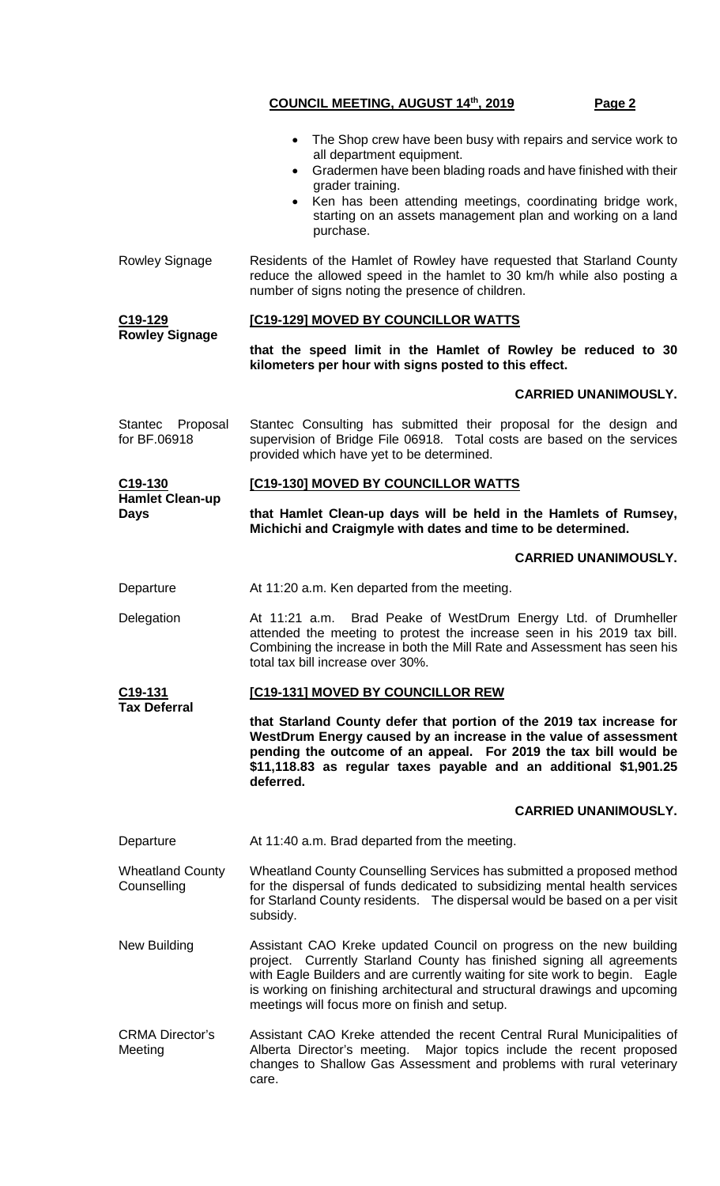- The Shop crew have been busy with repairs and service work to all department equipment.
- Gradermen have been blading roads and have finished with their grader training.
- Ken has been attending meetings, coordinating bridge work, starting on an assets management plan and working on a land purchase.

Rowley Signage

Residents of the Hamlet of Rowley have requested that Starland County reduce the allowed speed in the hamlet to 30 km/h while also posting a number of signs noting the presence of children.

**C19-129**
**Rowley Signage**

**[C19-129] MOVED BY COUNCILLOR WATTS**

**that the speed limit in the Hamlet of Rowley be reduced to 30 kilometers per hour with signs posted to this effect.**

**CARRIED UNANIMOUSLY.**

Stantec Proposal for BF.06918

Stantec Consulting has submitted their proposal for the design and supervision of Bridge File 06918. Total costs are based on the services provided which have yet to be determined.

**C19-130**
**Hamlet Clean-up Days**

**[C19-130] MOVED BY COUNCILLOR WATTS**

**that Hamlet Clean-up days will be held in the Hamlets of Rumsey, Michichi and Craigmyle with dates and time to be determined.**

**CARRIED UNANIMOUSLY.**

Departure

At 11:20 a.m. Ken departed from the meeting.

Delegation

At 11:21 a.m. Brad Peake of WestDrum Energy Ltd. of Drumheller attended the meeting to protest the increase seen in his 2019 tax bill. Combining the increase in both the Mill Rate and Assessment has seen his total tax bill increase over 30%.

**C19-131**
**Tax Deferral**

**[C19-131] MOVED BY COUNCILLOR REW**

**that Starland County defer that portion of the 2019 tax increase for WestDrum Energy caused by an increase in the value of assessment pending the outcome of an appeal. For 2019 the tax bill would be \$11,118.83 as regular taxes payable and an additional \$1,901.25 deferred.**

**CARRIED UNANIMOUSLY.**

Departure

At 11:40 a.m. Brad departed from the meeting.

Wheatland County Counselling

Wheatland County Counselling Services has submitted a proposed method for the dispersal of funds dedicated to subsidizing mental health services for Starland County residents. The dispersal would be based on a per visit subsidy.

New Building

Assistant CAO Kreke updated Council on progress on the new building project. Currently Starland County has finished signing all agreements with Eagle Builders and are currently waiting for site work to begin. Eagle is working on finishing architectural and structural drawings and upcoming meetings will focus more on finish and setup.

CRMA Director's Meeting

Assistant CAO Kreke attended the recent Central Rural Municipalities of Alberta Director's meeting. Major topics include the recent proposed changes to Shallow Gas Assessment and problems with rural veterinary care.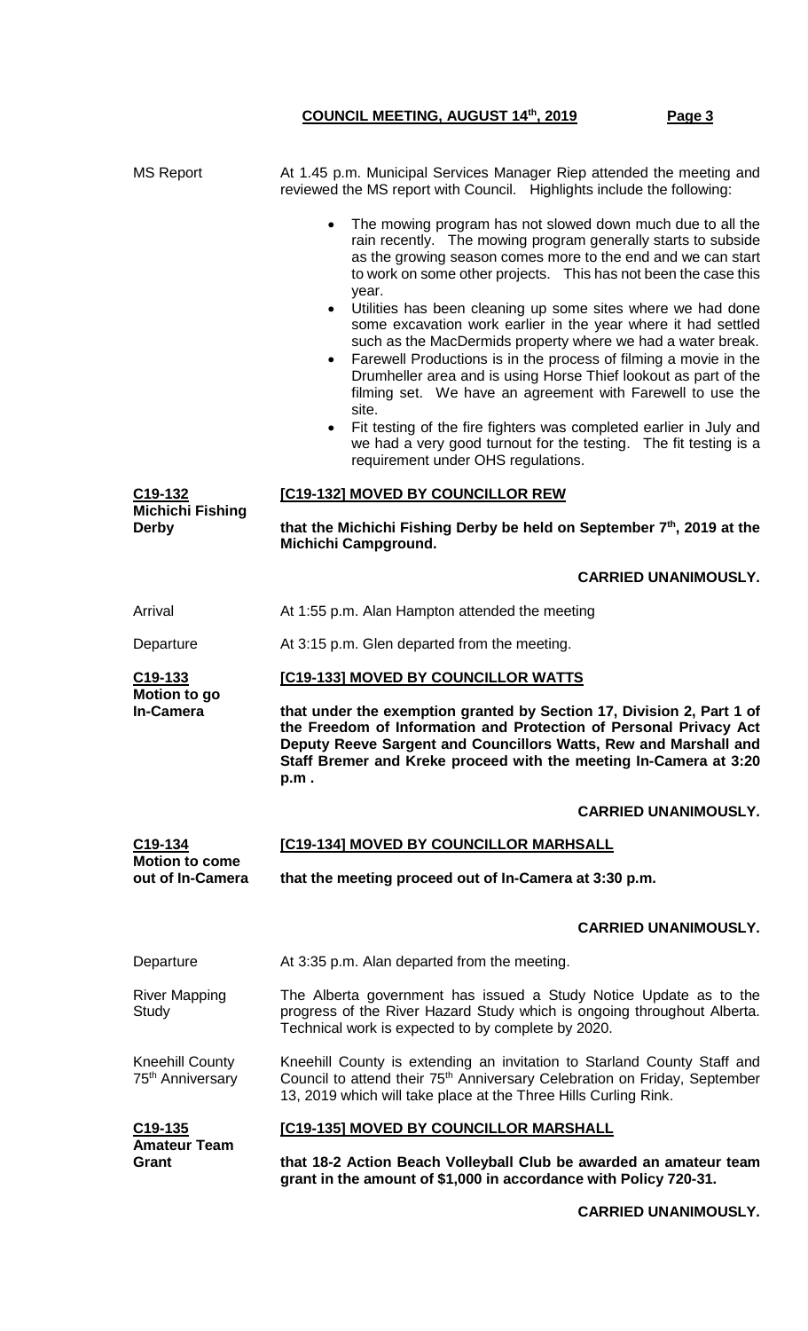MS Report

At 1.45 p.m. Municipal Services Manager Riep attended the meeting and reviewed the MS report with Council. Highlights include the following:

- The mowing program has not slowed down much due to all the rain recently. The mowing program generally starts to subside as the growing season comes more to the end and we can start to work on some other projects. This has not been the case this year.
- Utilities has been cleaning up some sites where we had done some excavation work earlier in the year where it had settled such as the MacDermids property where we had a water break.
- Farewell Productions is in the process of filming a movie in the Drumheller area and is using Horse Thief lookout as part of the filming set. We have an agreement with Farewell to use the site.
- Fit testing of the fire fighters was completed earlier in July and we had a very good turnout for the testing. The fit testing is a requirement under OHS regulations.

**C19-132**
**Michichi Fishing Derby**

**[C19-132] MOVED BY COUNCILLOR REW**

**that the Michichi Fishing Derby be held on September 7th, 2019 at the Michichi Campground.**

**CARRIED UNANIMOUSLY.**

Arrival

At 1:55 p.m. Alan Hampton attended the meeting

Departure

At 3:15 p.m. Glen departed from the meeting.

**C19-133**
**Motion to go In-Camera**

**[C19-133] MOVED BY COUNCILLOR WATTS**

**that under the exemption granted by Section 17, Division 2, Part 1 of the Freedom of Information and Protection of Personal Privacy Act Deputy Reeve Sargent and Councillors Watts, Rew and Marshall and Staff Bremer and Kreke proceed with the meeting In-Camera at 3:20 p.m .**

**CARRIED UNANIMOUSLY.**

**C19-134**
**Motion to come out of In-Camera**

**[C19-134] MOVED BY COUNCILLOR MARHSALL**

**that the meeting proceed out of In-Camera at 3:30 p.m.**

**CARRIED UNANIMOUSLY.**

Departure

At 3:35 p.m. Alan departed from the meeting.

River Mapping Study

The Alberta government has issued a Study Notice Update as to the progress of the River Hazard Study which is ongoing throughout Alberta. Technical work is expected to by complete by 2020.

Kneehill County 75th Anniversary

Kneehill County is extending an invitation to Starland County Staff and Council to attend their 75th Anniversary Celebration on Friday, September 13, 2019 which will take place at the Three Hills Curling Rink.

**C19-135**
**Amateur Team Grant**

**[C19-135] MOVED BY COUNCILLOR MARSHALL**

**that 18-2 Action Beach Volleyball Club be awarded an amateur team grant in the amount of $1,000 in accordance with Policy 720-31.**

**CARRIED UNANIMOUSLY.**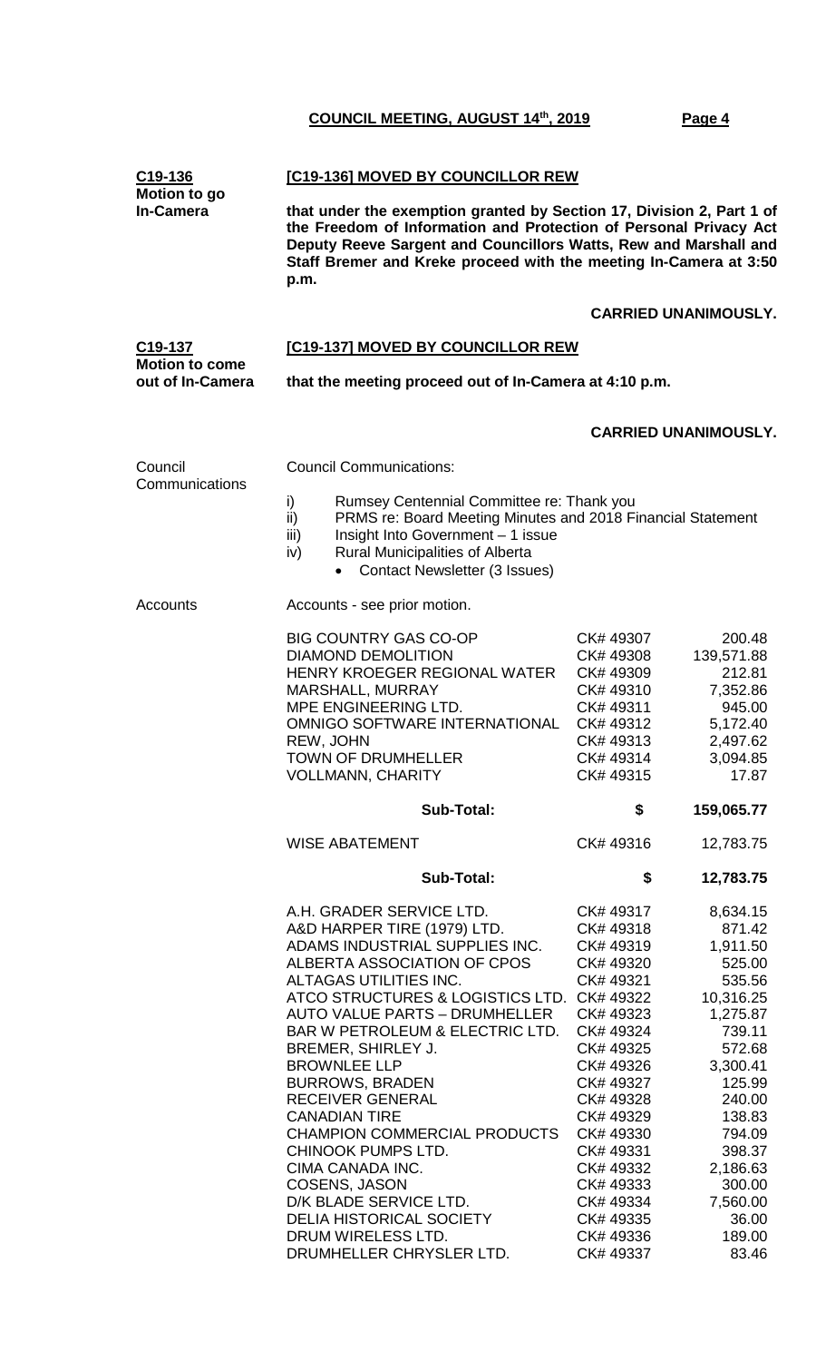**C19-136**
**Motion to go In-Camera**

**[C19-136] MOVED BY COUNCILLOR REW**

**that under the exemption granted by Section 17, Division 2, Part 1 of the Freedom of Information and Protection of Personal Privacy Act Deputy Reeve Sargent and Councillors Watts, Rew and Marshall and Staff Bremer and Kreke proceed with the meeting In-Camera at 3:50 p.m.**

**CARRIED UNANIMOUSLY.**

**C19-137**
**Motion to come out of In-Camera**

**[C19-137] MOVED BY COUNCILLOR REW**

**that the meeting proceed out of In-Camera at 4:10 p.m.**

**CARRIED UNANIMOUSLY.**

Council Communications

Council Communications:

i) Rumsey Centennial Committee re: Thank you
ii) PRMS re: Board Meeting Minutes and 2018 Financial Statement
iii) Insight Into Government – 1 issue
iv) Rural Municipalities of Alberta
  - Contact Newsletter (3 Issues)

Accounts

Accounts - see prior motion.

| | | |
|---|---|---|
| BIG COUNTRY GAS CO-OP | CK# 49307 | 200.48 |
| DIAMOND DEMOLITION | CK# 49308 | 139,571.88 |
| HENRY KROEGER REGIONAL WATER | CK# 49309 | 212.81 |
| MARSHALL, MURRAY | CK# 49310 | 7,352.86 |
| MPE ENGINEERING LTD. | CK# 49311 | 945.00 |
| OMNIGO SOFTWARE INTERNATIONAL | CK# 49312 | 5,172.40 |
| REW, JOHN | CK# 49313 | 2,497.62 |
| TOWN OF DRUMHELLER | CK# 49314 | 3,094.85 |
| VOLLMANN, CHARITY | CK# 49315 | 17.87 |
| **Sub-Total:** | **$** | **159,065.77** |
| WISE ABATEMENT | CK# 49316 | 12,783.75 |
| **Sub-Total:** | **$** | **12,783.75** |
| A.H. GRADER SERVICE LTD. | CK# 49317 | 8,634.15 |
| A&D HARPER TIRE (1979) LTD. | CK# 49318 | 871.42 |
| ADAMS INDUSTRIAL SUPPLIES INC. | CK# 49319 | 1,911.50 |
| ALBERTA ASSOCIATION OF CPOS | CK# 49320 | 525.00 |
| ALTAGAS UTILITIES INC. | CK# 49321 | 535.56 |
| ATCO STRUCTURES & LOGISTICS LTD. | CK# 49322 | 10,316.25 |
| AUTO VALUE PARTS – DRUMHELLER | CK# 49323 | 1,275.87 |
| BAR W PETROLEUM & ELECTRIC LTD. | CK# 49324 | 739.11 |
| BREMER, SHIRLEY J. | CK# 49325 | 572.68 |
| BROWNLEE LLP | CK# 49326 | 3,300.41 |
| BURROWS, BRADEN | CK# 49327 | 125.99 |
| RECEIVER GENERAL | CK# 49328 | 240.00 |
| CANADIAN TIRE | CK# 49329 | 138.83 |
| CHAMPION COMMERCIAL PRODUCTS | CK# 49330 | 794.09 |
| CHINOOK PUMPS LTD. | CK# 49331 | 398.37 |
| CIMA CANADA INC. | CK# 49332 | 2,186.63 |
| COSENS, JASON | CK# 49333 | 300.00 |
| D/K BLADE SERVICE LTD. | CK# 49334 | 7,560.00 |
| DELIA HISTORICAL SOCIETY | CK# 49335 | 36.00 |
| DRUM WIRELESS LTD. | CK# 49336 | 189.00 |
| DRUMHELLER CHRYSLER LTD. | CK# 49337 | 83.46 |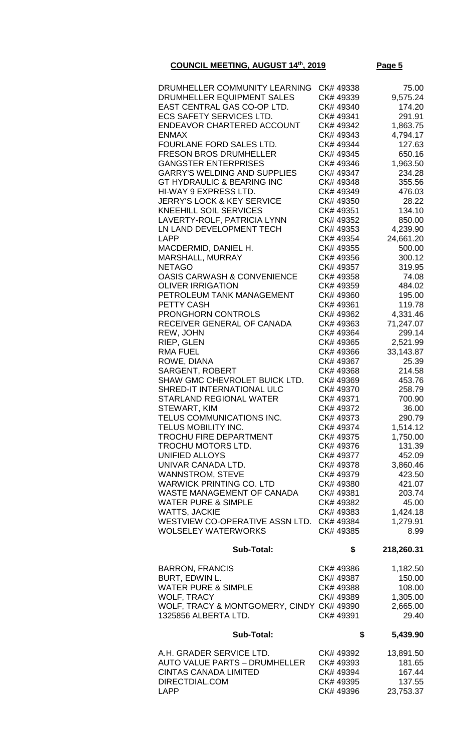**COUNCIL MEETING, AUGUST 14th, 2019**

| | | |
|---|---|---|
| DRUMHELLER COMMUNITY LEARNING | CK# 49338 | 75.00 |
| DRUMHELLER EQUIPMENT SALES | CK# 49339 | 9,575.24 |
| EAST CENTRAL GAS CO-OP LTD. | CK# 49340 | 174.20 |
| ECS SAFETY SERVICES LTD. | CK# 49341 | 291.91 |
| ENDEAVOR CHARTERED ACCOUNT | CK# 49342 | 1,863.75 |
| ENMAX | CK# 49343 | 4,794.17 |
| FOURLANE FORD SALES LTD. | CK# 49344 | 127.63 |
| FRESON BROS DRUMHELLER | CK# 49345 | 650.16 |
| GANGSTER ENTERPRISES | CK# 49346 | 1,963.50 |
| GARRY'S WELDING AND SUPPLIES | CK# 49347 | 234.28 |
| GT HYDRAULIC & BEARING INC | CK# 49348 | 355.56 |
| HI-WAY 9 EXPRESS LTD. | CK# 49349 | 476.03 |
| JERRY'S LOCK & KEY SERVICE | CK# 49350 | 28.22 |
| KNEEHILL SOIL SERVICES | CK# 49351 | 134.10 |
| LAVERTY-ROLF, PATRICIA LYNN | CK# 49352 | 850.00 |
| LN LAND DEVELOPMENT TECH | CK# 49353 | 4,239.90 |
| LAPP | CK# 49354 | 24,661.20 |
| MACDERMID, DANIEL H. | CK# 49355 | 500.00 |
| MARSHALL, MURRAY | CK# 49356 | 300.12 |
| NETAGO | CK# 49357 | 319.95 |
| OASIS CARWASH & CONVENIENCE | CK# 49358 | 74.08 |
| OLIVER IRRIGATION | CK# 49359 | 484.02 |
| PETROLEUM TANK MANAGEMENT | CK# 49360 | 195.00 |
| PETTY CASH | CK# 49361 | 119.78 |
| PRONGHORN CONTROLS | CK# 49362 | 4,331.46 |
| RECEIVER GENERAL OF CANADA | CK# 49363 | 71,247.07 |
| REW, JOHN | CK# 49364 | 299.14 |
| RIEP, GLEN | CK# 49365 | 2,521.99 |
| RMA FUEL | CK# 49366 | 33,143.87 |
| ROWE, DIANA | CK# 49367 | 25.39 |
| SARGENT, ROBERT | CK# 49368 | 214.58 |
| SHAW GMC CHEVROLET BUICK LTD. | CK# 49369 | 453.76 |
| SHRED-IT INTERNATIONAL ULC | CK# 49370 | 258.79 |
| STARLAND REGIONAL WATER | CK# 49371 | 700.90 |
| STEWART, KIM | CK# 49372 | 36.00 |
| TELUS COMMUNICATIONS INC. | CK# 49373 | 290.79 |
| TELUS MOBILITY INC. | CK# 49374 | 1,514.12 |
| TROCHU FIRE DEPARTMENT | CK# 49375 | 1,750.00 |
| TROCHU MOTORS LTD. | CK# 49376 | 131.39 |
| UNIFIED ALLOYS | CK# 49377 | 452.09 |
| UNIVAR CANADA LTD. | CK# 49378 | 3,860.46 |
| WANNSTROM, STEVE | CK# 49379 | 423.50 |
| WARWICK PRINTING CO. LTD | CK# 49380 | 421.07 |
| WASTE MANAGEMENT OF CANADA | CK# 49381 | 203.74 |
| WATER PURE & SIMPLE | CK# 49382 | 45.00 |
| WATTS, JACKIE | CK# 49383 | 1,424.18 |
| WESTVIEW CO-OPERATIVE ASSN LTD. | CK# 49384 | 1,279.91 |
| WOLSELEY WATERWORKS | CK# 49385 | 8.99 |
| **Sub-Total:** | **$** | **218,260.31** |
| BARRON, FRANCIS | CK# 49386 | 1,182.50 |
| BURT, EDWIN L. | CK# 49387 | 150.00 |
| WATER PURE & SIMPLE | CK# 49388 | 108.00 |
| WOLF, TRACY | CK# 49389 | 1,305.00 |
| WOLF, TRACY & MONTGOMERY, CINDY | CK# 49390 | 2,665.00 |
| 1325856 ALBERTA LTD. | CK# 49391 | 29.40 |
| **Sub-Total:** | **$** | **5,439.90** |
| A.H. GRADER SERVICE LTD. | CK# 49392 | 13,891.50 |
| AUTO VALUE PARTS – DRUMHELLER | CK# 49393 | 181.65 |
| CINTAS CANADA LIMITED | CK# 49394 | 167.44 |
| DIRECTDIAL.COM | CK# 49395 | 137.55 |
| LAPP | CK# 49396 | 23,753.37 |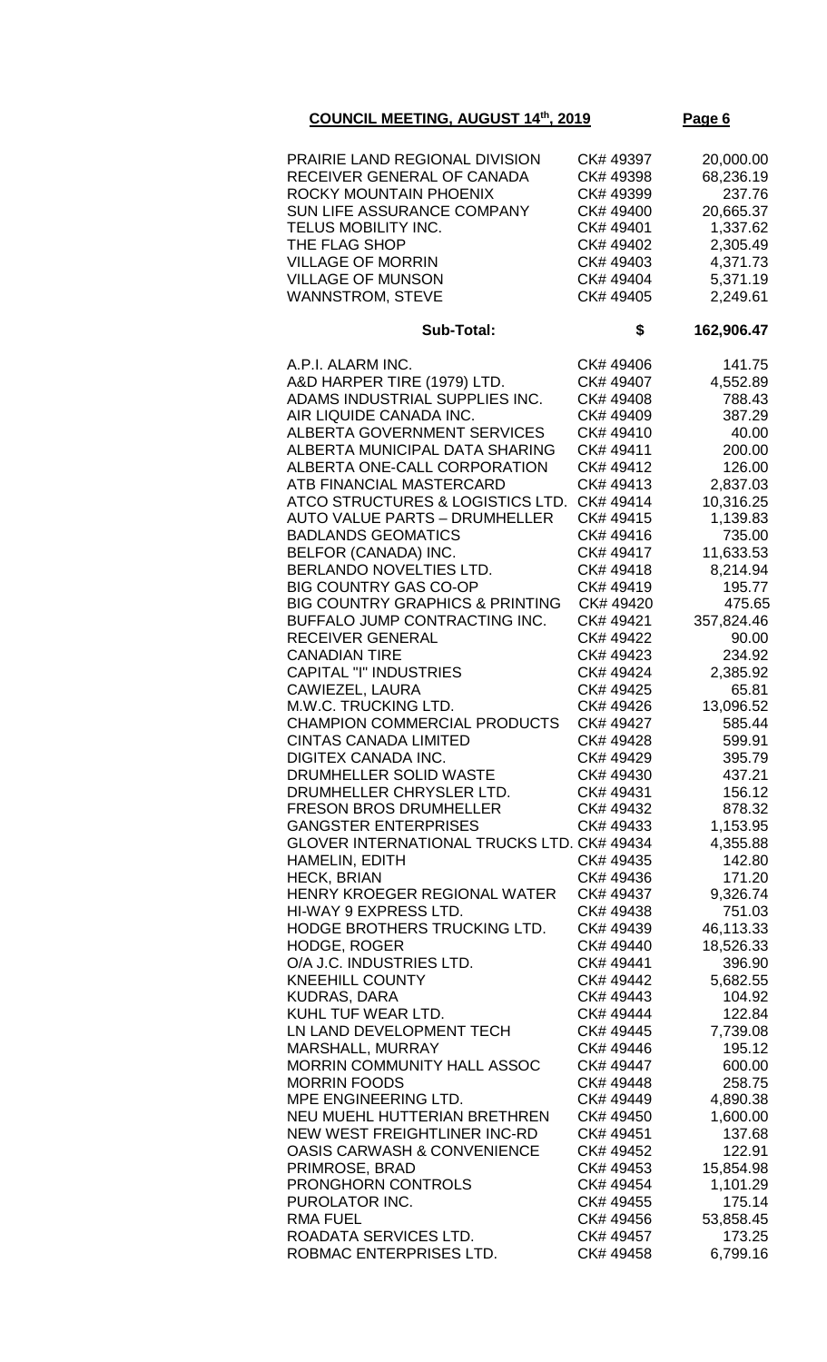**COUNCIL MEETING, AUGUST 14th, 2019**

| | | |
|---|---|---|
| PRAIRIE LAND REGIONAL DIVISION | CK# 49397 | 20,000.00 |
| RECEIVER GENERAL OF CANADA | CK# 49398 | 68,236.19 |
| ROCKY MOUNTAIN PHOENIX | CK# 49399 | 237.76 |
| SUN LIFE ASSURANCE COMPANY | CK# 49400 | 20,665.37 |
| TELUS MOBILITY INC. | CK# 49401 | 1,337.62 |
| THE FLAG SHOP | CK# 49402 | 2,305.49 |
| VILLAGE OF MORRIN | CK# 49403 | 4,371.73 |
| VILLAGE OF MUNSON | CK# 49404 | 5,371.19 |
| WANNSTROM, STEVE | CK# 49405 | 2,249.61 |
| **Sub-Total:** | **$** | **162,906.47** |
| A.P.I. ALARM INC. | CK# 49406 | 141.75 |
| A&D HARPER TIRE (1979) LTD. | CK# 49407 | 4,552.89 |
| ADAMS INDUSTRIAL SUPPLIES INC. | CK# 49408 | 788.43 |
| AIR LIQUIDE CANADA INC. | CK# 49409 | 387.29 |
| ALBERTA GOVERNMENT SERVICES | CK# 49410 | 40.00 |
| ALBERTA MUNICIPAL DATA SHARING | CK# 49411 | 200.00 |
| ALBERTA ONE-CALL CORPORATION | CK# 49412 | 126.00 |
| ATB FINANCIAL MASTERCARD | CK# 49413 | 2,837.03 |
| ATCO STRUCTURES & LOGISTICS LTD. | CK# 49414 | 10,316.25 |
| AUTO VALUE PARTS – DRUMHELLER | CK# 49415 | 1,139.83 |
| BADLANDS GEOMATICS | CK# 49416 | 735.00 |
| BELFOR (CANADA) INC. | CK# 49417 | 11,633.53 |
| BERLANDO NOVELTIES LTD. | CK# 49418 | 8,214.94 |
| BIG COUNTRY GAS CO-OP | CK# 49419 | 195.77 |
| BIG COUNTRY GRAPHICS & PRINTING | CK# 49420 | 475.65 |
| BUFFALO JUMP CONTRACTING INC. | CK# 49421 | 357,824.46 |
| RECEIVER GENERAL | CK# 49422 | 90.00 |
| CANADIAN TIRE | CK# 49423 | 234.92 |
| CAPITAL "I" INDUSTRIES | CK# 49424 | 2,385.92 |
| CAWIEZEL, LAURA | CK# 49425 | 65.81 |
| M.W.C. TRUCKING LTD. | CK# 49426 | 13,096.52 |
| CHAMPION COMMERCIAL PRODUCTS | CK# 49427 | 585.44 |
| CINTAS CANADA LIMITED | CK# 49428 | 599.91 |
| DIGITEX CANADA INC. | CK# 49429 | 395.79 |
| DRUMHELLER SOLID WASTE | CK# 49430 | 437.21 |
| DRUMHELLER CHRYSLER LTD. | CK# 49431 | 156.12 |
| FRESON BROS DRUMHELLER | CK# 49432 | 878.32 |
| GANGSTER ENTERPRISES | CK# 49433 | 1,153.95 |
| GLOVER INTERNATIONAL TRUCKS LTD. | CK# 49434 | 4,355.88 |
| HAMELIN, EDITH | CK# 49435 | 142.80 |
| HECK, BRIAN | CK# 49436 | 171.20 |
| HENRY KROEGER REGIONAL WATER | CK# 49437 | 9,326.74 |
| HI-WAY 9 EXPRESS LTD. | CK# 49438 | 751.03 |
| HODGE BROTHERS TRUCKING LTD. | CK# 49439 | 46,113.33 |
| HODGE, ROGER | CK# 49440 | 18,526.33 |
| O/A J.C. INDUSTRIES LTD. | CK# 49441 | 396.90 |
| KNEEHILL COUNTY | CK# 49442 | 5,682.55 |
| KUDRAS, DARA | CK# 49443 | 104.92 |
| KUHL TUF WEAR LTD. | CK# 49444 | 122.84 |
| LN LAND DEVELOPMENT TECH | CK# 49445 | 7,739.08 |
| MARSHALL, MURRAY | CK# 49446 | 195.12 |
| MORRIN COMMUNITY HALL ASSOC | CK# 49447 | 600.00 |
| MORRIN FOODS | CK# 49448 | 258.75 |
| MPE ENGINEERING LTD. | CK# 49449 | 4,890.38 |
| NEU MUEHL HUTTERIAN BRETHREN | CK# 49450 | 1,600.00 |
| NEW WEST FREIGHTLINER INC-RD | CK# 49451 | 137.68 |
| OASIS CARWASH & CONVENIENCE | CK# 49452 | 122.91 |
| PRIMROSE, BRAD | CK# 49453 | 15,854.98 |
| PRONGHORN CONTROLS | CK# 49454 | 1,101.29 |
| PUROLATOR INC. | CK# 49455 | 175.14 |
| RMA FUEL | CK# 49456 | 53,858.45 |
| ROADATA SERVICES LTD. | CK# 49457 | 173.25 |
| ROBMAC ENTERPRISES LTD. | CK# 49458 | 6,799.16 |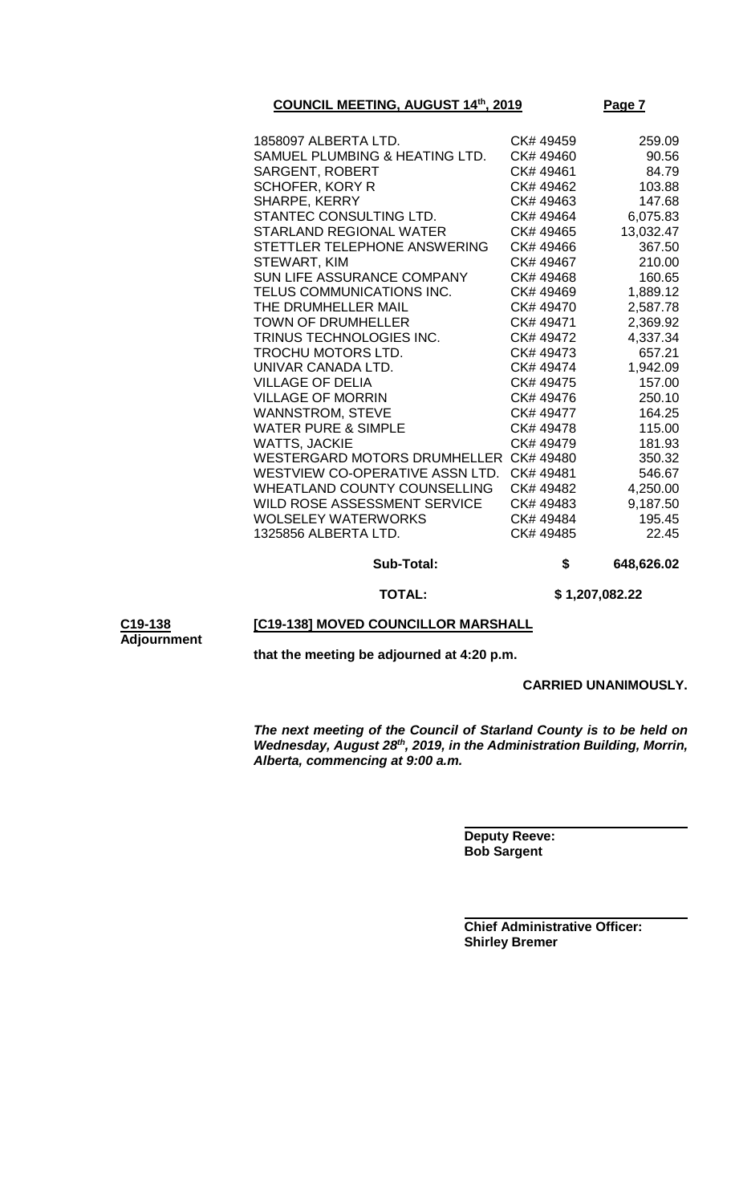| | | |
|---|---|---|
| 1858097 ALBERTA LTD. | CK# 49459 | 259.09 |
| SAMUEL PLUMBING & HEATING LTD. | CK# 49460 | 90.56 |
| SARGENT, ROBERT | CK# 49461 | 84.79 |
| SCHOFER, KORY R | CK# 49462 | 103.88 |
| SHARPE, KERRY | CK# 49463 | 147.68 |
| STANTEC CONSULTING LTD. | CK# 49464 | 6,075.83 |
| STARLAND REGIONAL WATER | CK# 49465 | 13,032.47 |
| STETTLER TELEPHONE ANSWERING | CK# 49466 | 367.50 |
| STEWART, KIM | CK# 49467 | 210.00 |
| SUN LIFE ASSURANCE COMPANY | CK# 49468 | 160.65 |
| TELUS COMMUNICATIONS INC. | CK# 49469 | 1,889.12 |
| THE DRUMHELLER MAIL | CK# 49470 | 2,587.78 |
| TOWN OF DRUMHELLER | CK# 49471 | 2,369.92 |
| TRINUS TECHNOLOGIES INC. | CK# 49472 | 4,337.34 |
| TROCHU MOTORS LTD. | CK# 49473 | 657.21 |
| UNIVAR CANADA LTD. | CK# 49474 | 1,942.09 |
| VILLAGE OF DELIA | CK# 49475 | 157.00 |
| VILLAGE OF MORRIN | CK# 49476 | 250.10 |
| WANNSTROM, STEVE | CK# 49477 | 164.25 |
| WATER PURE & SIMPLE | CK# 49478 | 115.00 |
| WATTS, JACKIE | CK# 49479 | 181.93 |
| WESTERGARD MOTORS DRUMHELLER | CK# 49480 | 350.32 |
| WESTVIEW CO-OPERATIVE ASSN LTD. | CK# 49481 | 546.67 |
| WHEATLAND COUNTY COUNSELLING | CK# 49482 | 4,250.00 |
| WILD ROSE ASSESSMENT SERVICE | CK# 49483 | 9,187.50 |
| WOLSELEY WATERWORKS | CK# 49484 | 195.45 |
| 1325856 ALBERTA LTD. | CK# 49485 | 22.45 |
| **Sub-Total:** | **$** | **648,626.02** |
| **TOTAL:** | | **$ 1,207,082.22** |

**C19-138**
**Adjournment**

**[C19-138] MOVED COUNCILLOR MARSHALL**

**that the meeting be adjourned at 4:20 p.m.**

**CARRIED UNANIMOUSLY.**

***The next meeting of the Council of Starland County is to be held on Wednesday, August 28th, 2019, in the Administration Building, Morrin, Alberta, commencing at 9:00 a.m.***

**Deputy Reeve:**
**Bob Sargent**

**Chief Administrative Officer:**
**Shirley Bremer**